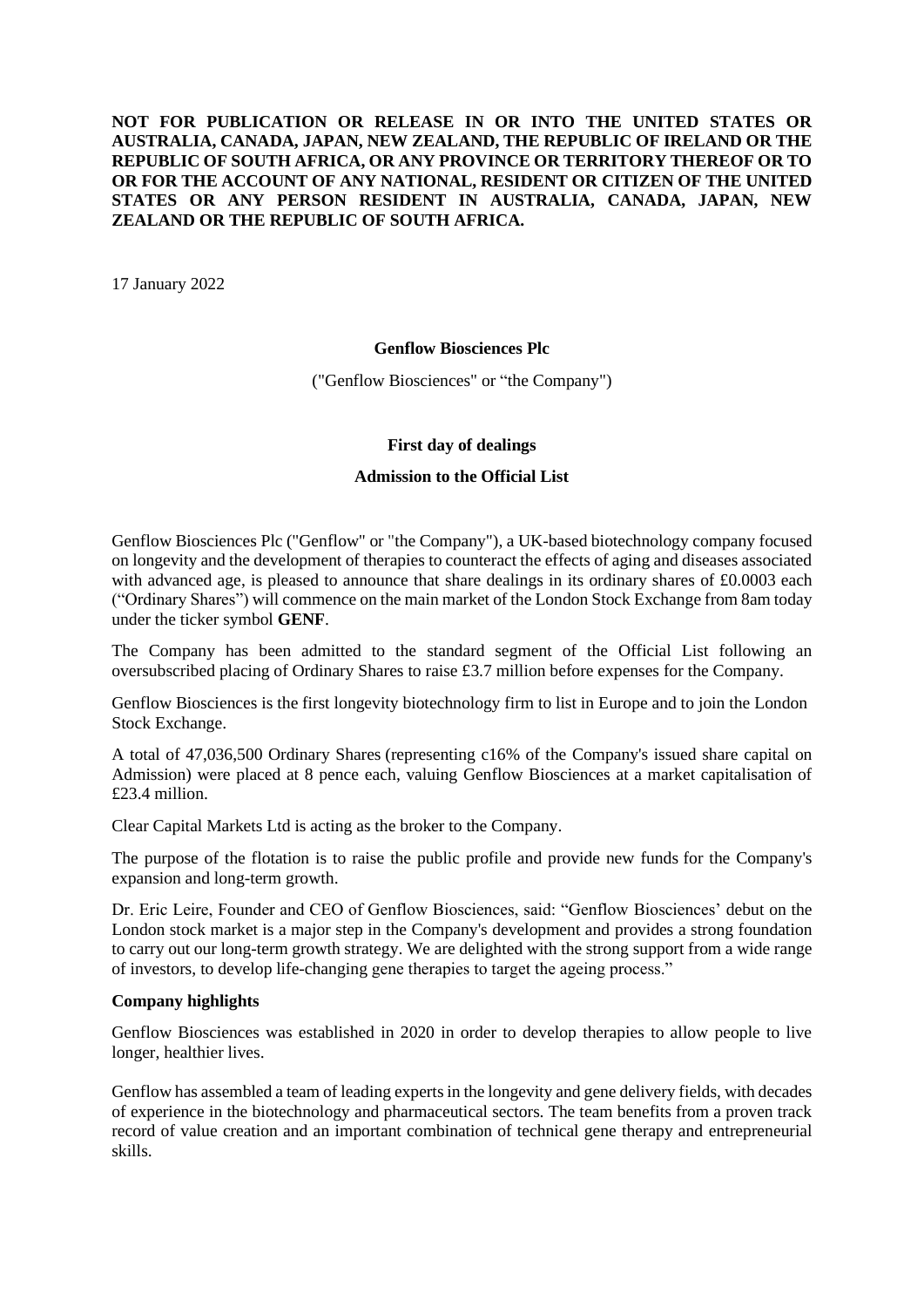**NOT FOR PUBLICATION OR RELEASE IN OR INTO THE UNITED STATES OR AUSTRALIA, CANADA, JAPAN, NEW ZEALAND, THE REPUBLIC OF IRELAND OR THE REPUBLIC OF SOUTH AFRICA, OR ANY PROVINCE OR TERRITORY THEREOF OR TO OR FOR THE ACCOUNT OF ANY NATIONAL, RESIDENT OR CITIZEN OF THE UNITED STATES OR ANY PERSON RESIDENT IN AUSTRALIA, CANADA, JAPAN, NEW ZEALAND OR THE REPUBLIC OF SOUTH AFRICA.**

17 January 2022

**Genflow Biosciences Plc**

("Genflow Biosciences" or "the Company")

**First day of dealings**

**Admission to the Official List**

Genflow Biosciences Plc ("Genflow" or "the Company"), a UK-based biotechnology company focused on longevity and the development of therapies to counteract the effects of aging and diseases associated with advanced age, is pleased to announce that share dealings in its ordinary shares of £0.0003 each ("Ordinary Shares") will commence on the main market of the London Stock Exchange from 8am today under the ticker symbol **GENF**.

The Company has been admitted to the standard segment of the Official List following an oversubscribed placing of Ordinary Shares to raise £3.7 million before expenses for the Company.

Genflow Biosciences is the first longevity biotechnology firm to list in Europe and to join the London Stock Exchange.

A total of 47,036,500 Ordinary Shares (representing c16% of the Company's issued share capital on Admission) were placed at 8 pence each, valuing Genflow Biosciences at a market capitalisation of £23.4 million.

Clear Capital Markets Ltd is acting as the broker to the Company.

The purpose of the flotation is to raise the public profile and provide new funds for the Company's expansion and long-term growth.

Dr. Eric Leire, Founder and CEO of Genflow Biosciences, said: "Genflow Biosciences' debut on the London stock market is a major step in the Company's development and provides a strong foundation to carry out our long-term growth strategy. We are delighted with the strong support from a wide range of investors, to develop life-changing gene therapies to target the ageing process."

**Company highlights**

Genflow Biosciences was established in 2020 in order to develop therapies to allow people to live longer, healthier lives.

Genflow has assembled a team of leading experts in the longevity and gene delivery fields, with decades of experience in the biotechnology and pharmaceutical sectors. The team benefits from a proven track record of value creation and an important combination of technical gene therapy and entrepreneurial skills.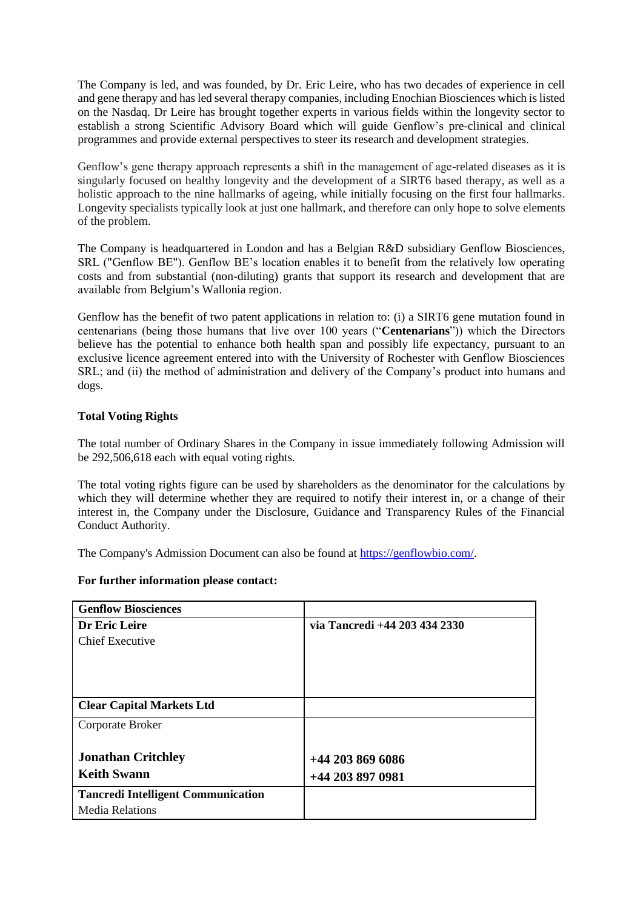The Company is led, and was founded, by Dr. Eric Leire, who has two decades of experience in cell and gene therapy and has led several therapy companies, including Enochian Biosciences which is listed on the Nasdaq. Dr Leire has brought together experts in various fields within the longevity sector to establish a strong Scientific Advisory Board which will guide Genflow's pre-clinical and clinical programmes and provide external perspectives to steer its research and development strategies.

Genflow's gene therapy approach represents a shift in the management of age-related diseases as it is singularly focused on healthy longevity and the development of a SIRT6 based therapy, as well as a holistic approach to the nine hallmarks of ageing, while initially focusing on the first four hallmarks. Longevity specialists typically look at just one hallmark, and therefore can only hope to solve elements of the problem.

The Company is headquartered in London and has a Belgian R&D subsidiary Genflow Biosciences, SRL ("Genflow BE"). Genflow BE's location enables it to benefit from the relatively low operating costs and from substantial (non-diluting) grants that support its research and development that are available from Belgium's Wallonia region.

Genflow has the benefit of two patent applications in relation to: (i) a SIRT6 gene mutation found in centenarians (being those humans that live over 100 years ("**Centenarians**")) which the Directors believe has the potential to enhance both health span and possibly life expectancy, pursuant to an exclusive licence agreement entered into with the University of Rochester with Genflow Biosciences SRL; and (ii) the method of administration and delivery of the Company's product into humans and dogs.

**Total Voting Rights**

The total number of Ordinary Shares in the Company in issue immediately following Admission will be 292,506,618 each with equal voting rights.

The total voting rights figure can be used by shareholders as the denominator for the calculations by which they will determine whether they are required to notify their interest in, or a change of their interest in, the Company under the Disclosure, Guidance and Transparency Rules of the Financial Conduct Authority.

The Company's Admission Document can also be found at https://genflowbio.com/.

**For further information please contact:**

| **Genflow Biosciences** | |
|---|---|
| **Dr Eric Leire**<br>Chief Executive | **via Tancredi +44 203 434 2330** |
| **Clear Capital Markets Ltd** | |
| Corporate Broker<br><br>**Jonathan Critchley**<br>**Keith Swann** | <br><br>**+44 203 869 6086**<br>**+44 203 897 0981** |
| **Tancredi Intelligent Communication**<br>Media Relations | |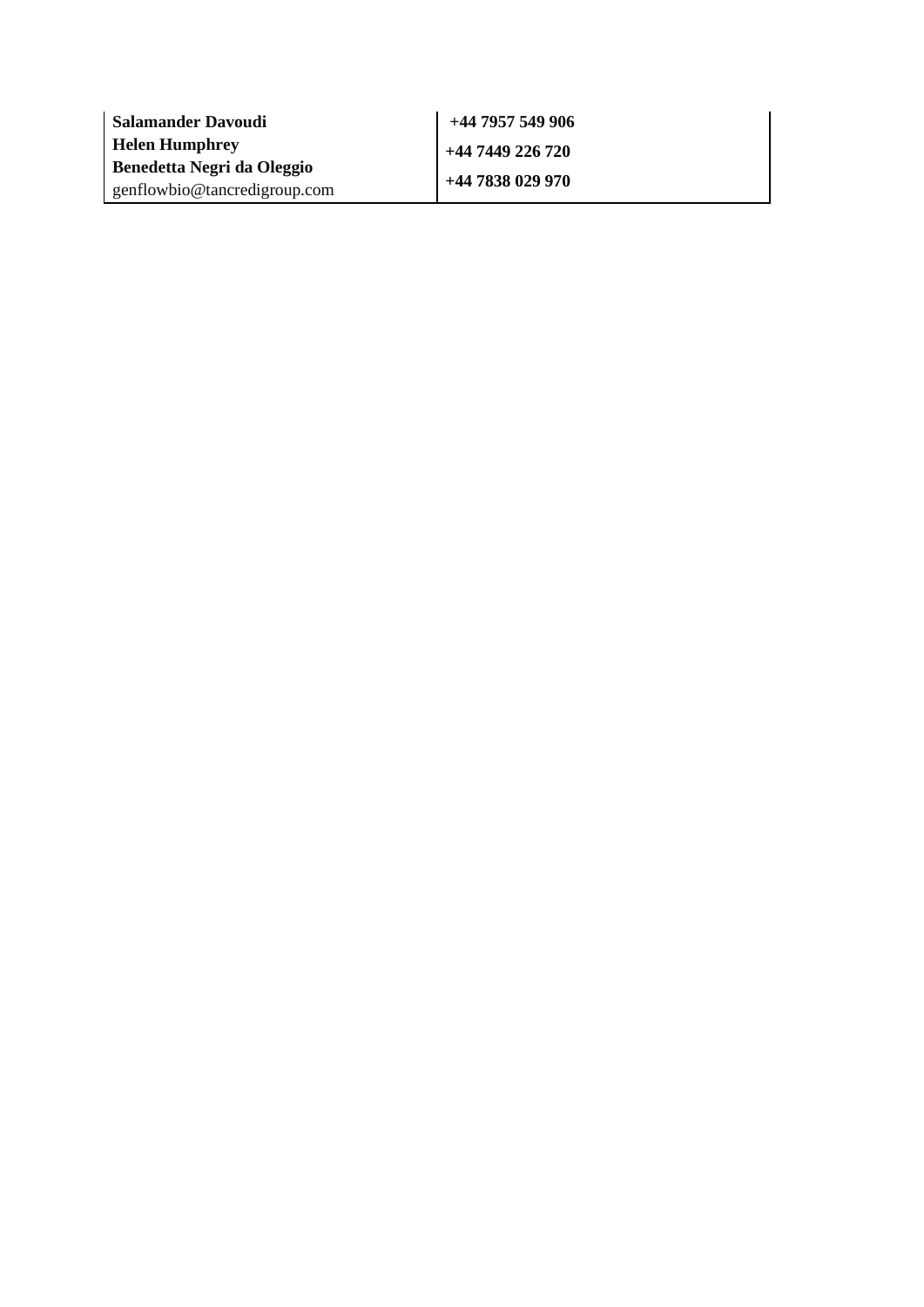| | |
|---|---|
| **Salamander Davoudi**<br>**Helen Humphrey**<br>**Benedetta Negri da Oleggio**<br>genflowbio@tancredigroup.com | **+44 7957 549 906**<br>**+44 7449 226 720**<br>**+44 7838 029 970** |